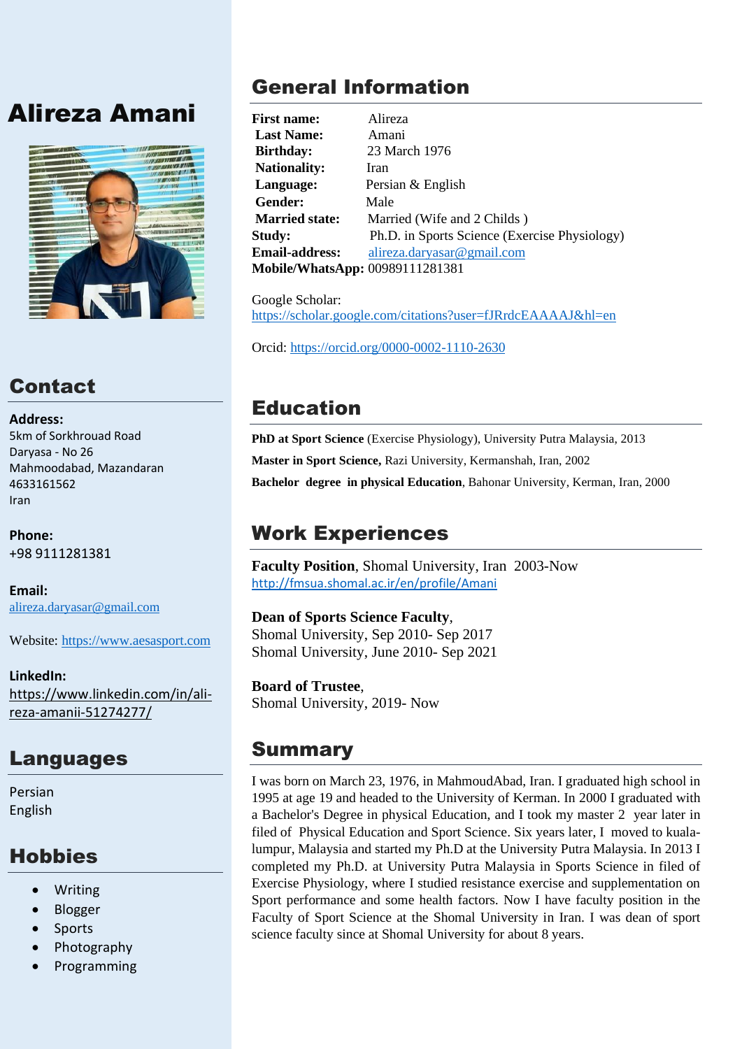# Alireza Amani

## Contact

**Address:**
5km of Sorkhrouad Road
Daryasa - No 26
Mahmoodabad, Mazandaran
4633161562
Iran

**Phone:**
+98 9111281381

**Email:**
alireza.daryasar@gmail.com

Website: https://www.aesasport.com

**LinkedIn:**
https://www.linkedin.com/in/ali-reza-amanii-51274277/

## Languages

Persian
English

## Hobbies

- Writing
- Blogger
- Sports
- Photography
- Programming

## General Information

**First name:** Alireza
**Last Name:** Amani
**Birthday:** 23 March 1976
**Nationality:** Iran
**Language:** Persian & English
**Gender:** Male
**Married state:** Married (Wife and 2 Childs )
**Study:** Ph.D. in Sports Science (Exercise Physiology)
**Email-address:** alireza.daryasar@gmail.com
**Mobile/WhatsApp:** 00989111281381

Google Scholar:
https://scholar.google.com/citations?user=fJRrdcEAAAAJ&hl=en

Orcid: https://orcid.org/0000-0002-1110-2630

## Education

**PhD at Sport Science** (Exercise Physiology), University Putra Malaysia, 2013

**Master in Sport Science,** Razi University, Kermanshah, Iran, 2002

**Bachelor degree in physical Education**, Bahonar University, Kerman, Iran, 2000

## Work Experiences

**Faculty Position**, Shomal University, Iran 2003-Now
http://fmsua.shomal.ac.ir/en/profile/Amani

**Dean of Sports Science Faculty**,
Shomal University, Sep 2010- Sep 2017
Shomal University, June 2010- Sep 2021

**Board of Trustee**,
Shomal University, 2019- Now

## Summary

I was born on March 23, 1976, in MahmoudAbad, Iran. I graduated high school in 1995 at age 19 and headed to the University of Kerman. In 2000 I graduated with a Bachelor's Degree in physical Education, and I took my master 2 year later in filed of Physical Education and Sport Science. Six years later, I moved to kuala-lumpur, Malaysia and started my Ph.D at the University Putra Malaysia. In 2013 I completed my Ph.D. at University Putra Malaysia in Sports Science in filed of Exercise Physiology, where I studied resistance exercise and supplementation on Sport performance and some health factors. Now I have faculty position in the Faculty of Sport Science at the Shomal University in Iran. I was dean of sport science faculty since at Shomal University for about 8 years.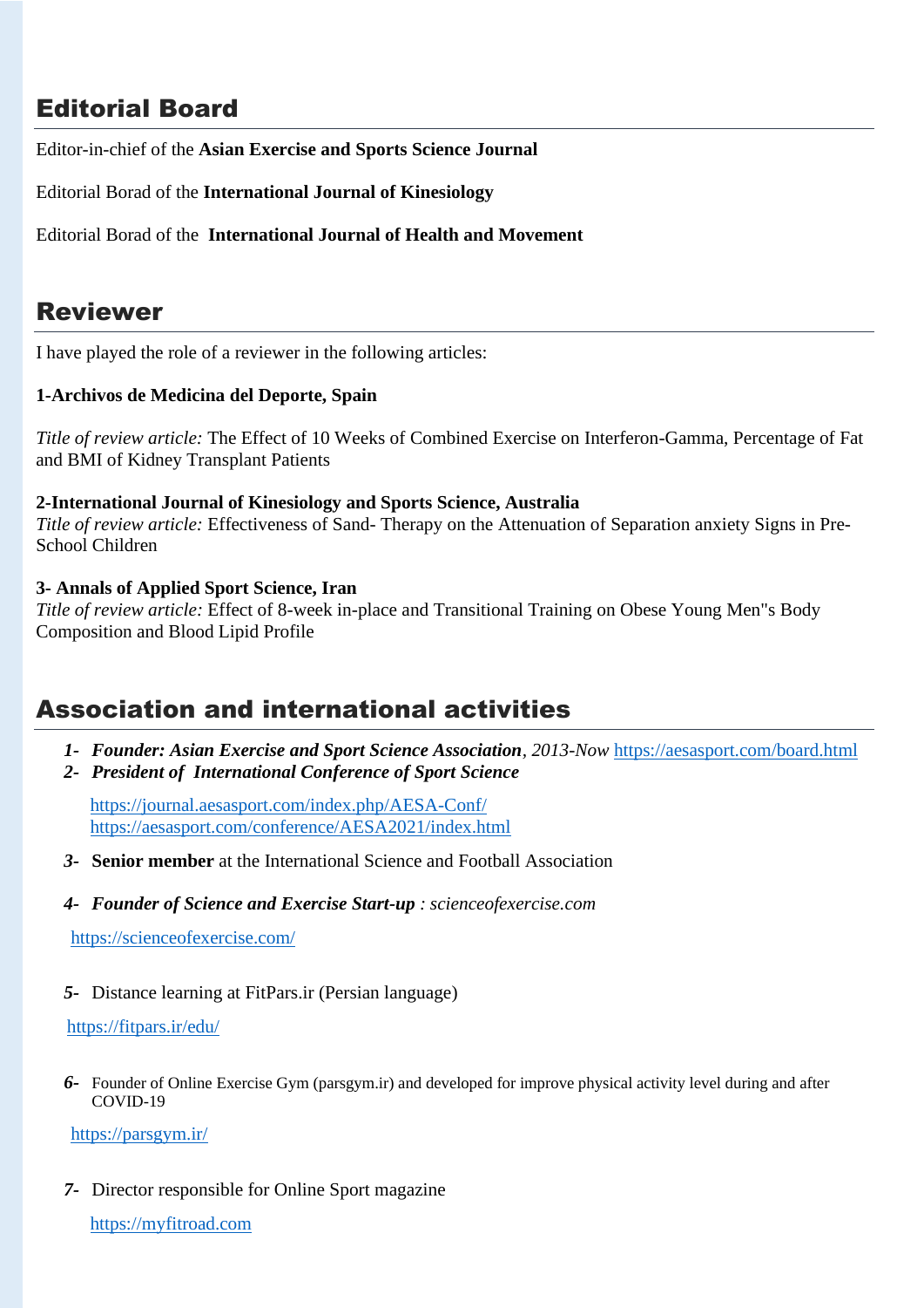## Editorial Board

Editor-in-chief of the **Asian Exercise and Sports Science Journal**

Editorial Borad of the **International Journal of Kinesiology**

Editorial Borad of the **International Journal of Health and Movement**

## Reviewer

I have played the role of a reviewer in the following articles:

**1-Archivos de Medicina del Deporte, Spain**

*Title of review article:* The Effect of 10 Weeks of Combined Exercise on Interferon-Gamma, Percentage of Fat and BMI of Kidney Transplant Patients

**2-International Journal of Kinesiology and Sports Science, Australia**
*Title of review article:* Effectiveness of Sand- Therapy on the Attenuation of Separation anxiety Signs in Pre-School Children

**3- Annals of Applied Sport Science, Iran**
*Title of review article:* Effect of 8-week in-place and Transitional Training on Obese Young Men"s Body Composition and Blood Lipid Profile

## Association and international activities

1- ***Founder: Asian Exercise and Sport Science Association****, 2013-Now* https://aesasport.com/board.html
2- ***President of International Conference of Sport Science***

   https://journal.aesasport.com/index.php/AESA-Conf/
   https://aesasport.com/conference/AESA2021/index.html

3- **Senior member** at the International Science and Football Association

4- ***Founder of Science and Exercise Start-up*** *: scienceofexercise.com*

   https://scienceofexercise.com/

5- Distance learning at FitPars.ir (Persian language)

   https://fitpars.ir/edu/

6- Founder of Online Exercise Gym (parsgym.ir) and developed for improve physical activity level during and after COVID-19

   https://parsgym.ir/

7- Director responsible for Online Sport magazine

   https://myfitroad.com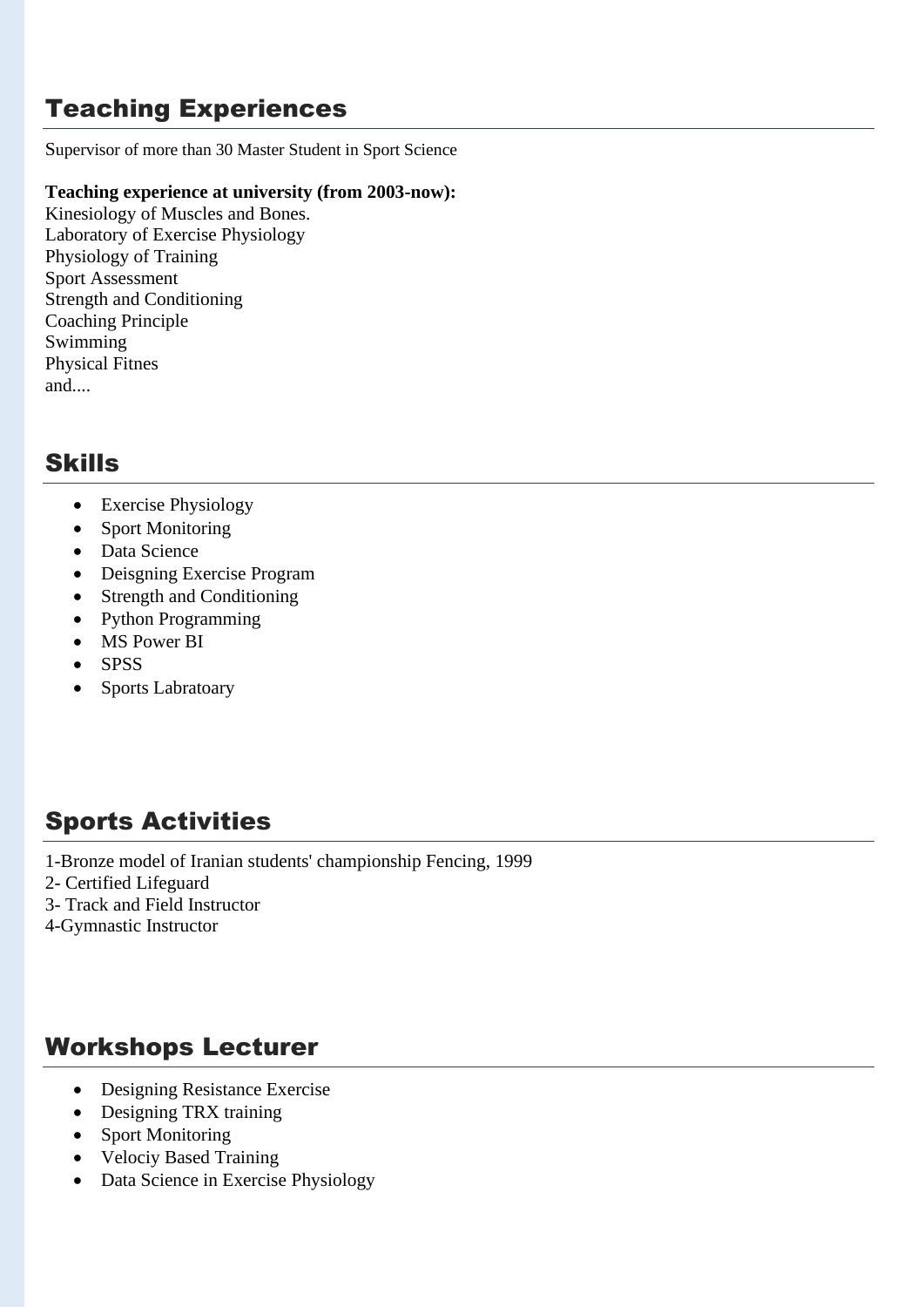## Teaching Experiences

Supervisor of more than 30 Master Student in Sport Science

**Teaching experience at university (from 2003-now):**
Kinesiology of Muscles and Bones.
Laboratory of Exercise Physiology
Physiology of Training
Sport Assessment
Strength and Conditioning
Coaching Principle
Swimming
Physical Fitnes
and....

## Skills

- Exercise Physiology
- Sport Monitoring
- Data Science
- Deisgning Exercise Program
- Strength and Conditioning
- Python Programming
- MS Power BI
- SPSS
- Sports Labratoary

## Sports Activities

1-Bronze model of Iranian students' championship Fencing, 1999
2- Certified Lifeguard
3- Track and Field Instructor
4-Gymnastic Instructor

## Workshops Lecturer

- Designing Resistance Exercise
- Designing TRX training
- Sport Monitoring
- Velociy Based Training
- Data Science in Exercise Physiology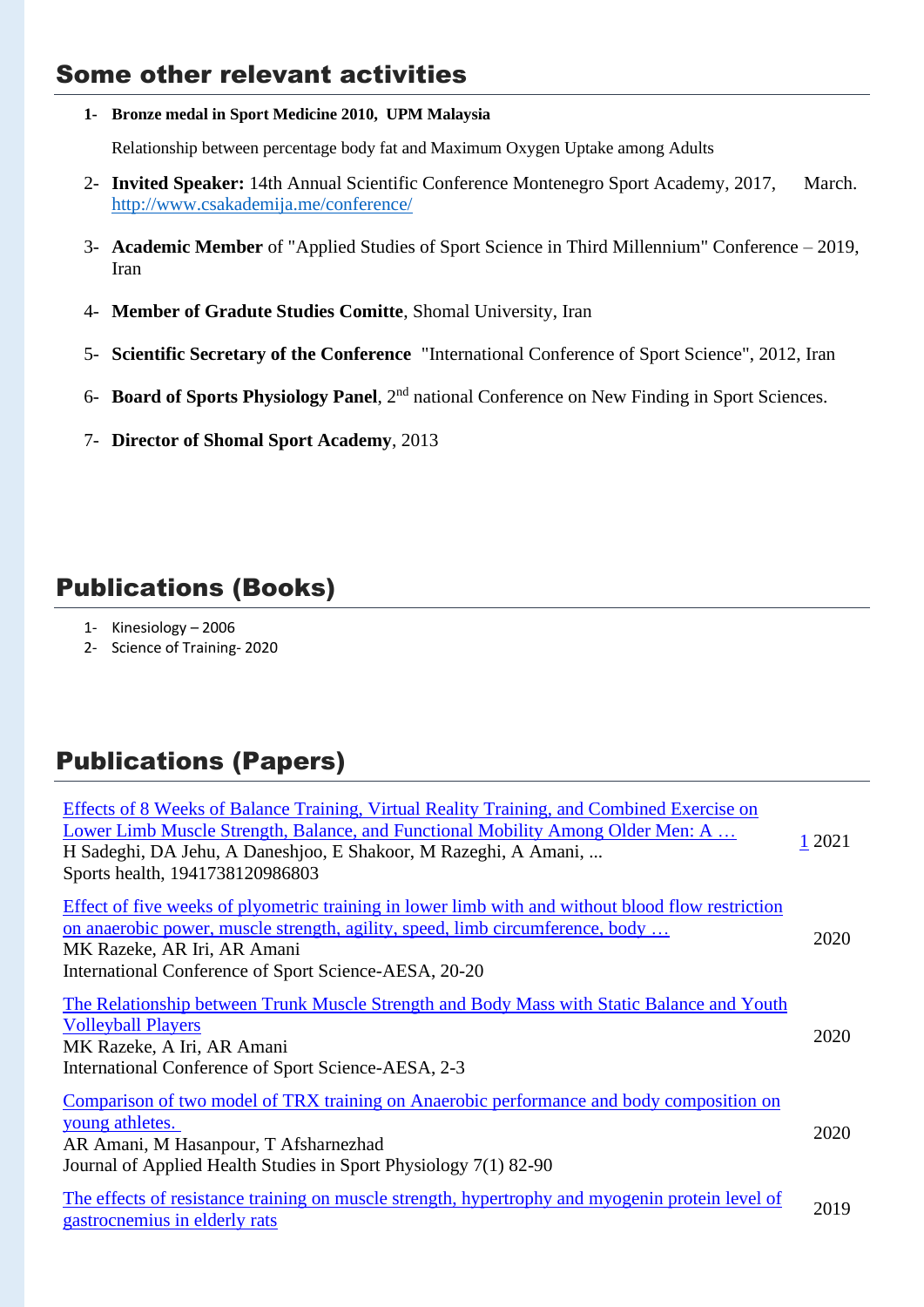## Some other relevant activities

1- **Bronze medal in Sport Medicine 2010, UPM Malaysia**

   Relationship between percentage body fat and Maximum Oxygen Uptake among Adults

2- **Invited Speaker:** 14th Annual Scientific Conference Montenegro Sport Academy, 2017, March. http://www.csakademija.me/conference/

3- **Academic Member** of "Applied Studies of Sport Science in Third Millennium" Conference – 2019, Iran

4- **Member of Gradute Studies Comitte**, Shomal University, Iran

5- **Scientific Secretary of the Conference** "International Conference of Sport Science", 2012, Iran

6- **Board of Sports Physiology Panel**, 2nd national Conference on New Finding in Sport Sciences.

7- **Director of Shomal Sport Academy**, 2013

## Publications (Books)

1- Kinesiology – 2006
2- Science of Training- 2020

## Publications (Papers)

| | |
|---|---|
| Effects of 8 Weeks of Balance Training, Virtual Reality Training, and Combined Exercise on Lower Limb Muscle Strength, Balance, and Functional Mobility Among Older Men: A …<br>H Sadeghi, DA Jehu, A Daneshjoo, E Shakoor, M Razeghi, A Amani, ...<br>Sports health, 1941738120986803 | 1 2021 |
| Effect of five weeks of plyometric training in lower limb with and without blood flow restriction on anaerobic power, muscle strength, agility, speed, limb circumference, body …<br>MK Razeke, AR Iri, AR Amani<br>International Conference of Sport Science-AESA, 20-20 | 2020 |
| The Relationship between Trunk Muscle Strength and Body Mass with Static Balance and Youth Volleyball Players<br>MK Razeke, A Iri, AR Amani<br>International Conference of Sport Science-AESA, 2-3 | 2020 |
| Comparison of two model of TRX training on Anaerobic performance and body composition on young athletes.<br>AR Amani, M Hasanpour, T Afsharnezhad<br>Journal of Applied Health Studies in Sport Physiology 7(1) 82-90 | 2020 |
| The effects of resistance training on muscle strength, hypertrophy and myogenin protein level of gastrocnemius in elderly rats | 2019 |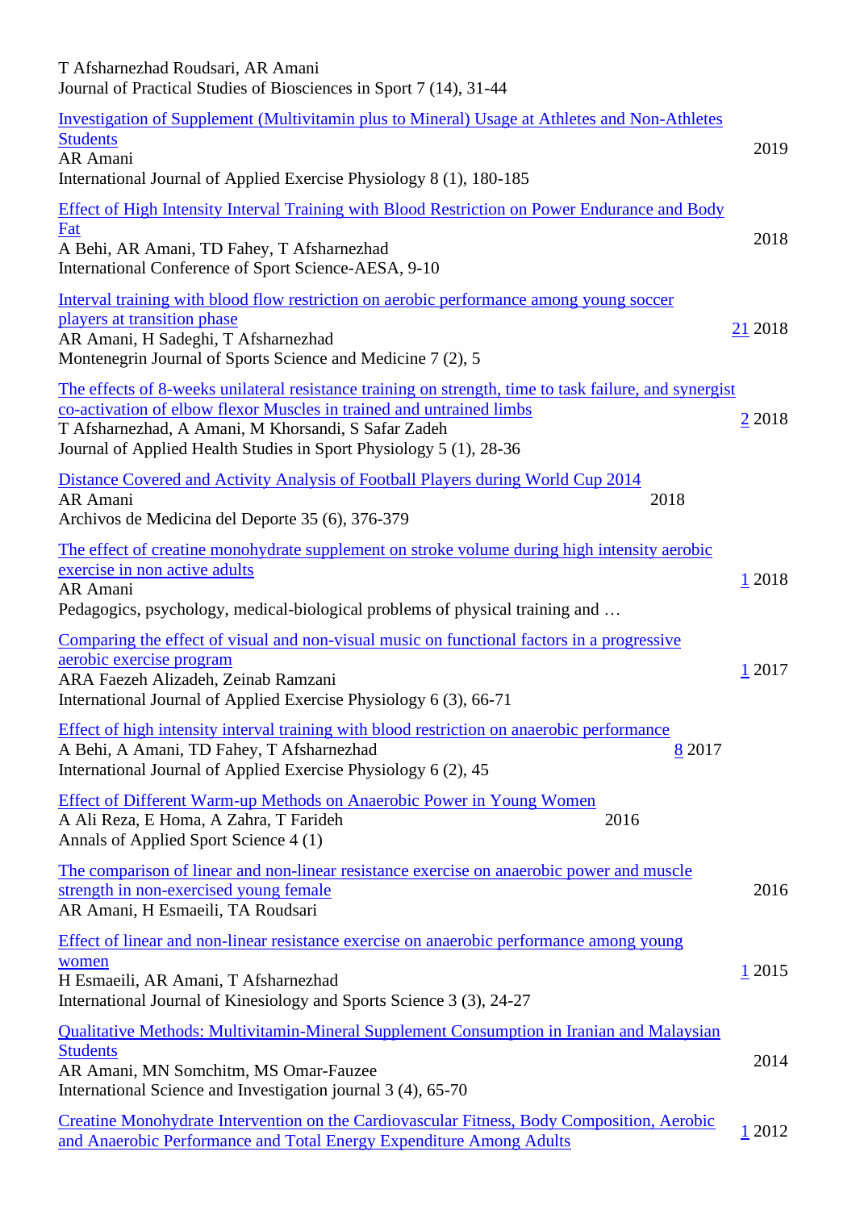T Afsharnezhad Roudsari, AR Amani
Journal of Practical Studies of Biosciences in Sport 7 (14), 31-44

[Investigation of Supplement (Multivitamin plus to Mineral) Usage at Athletes and Non-Athletes Students]
AR Amani
International Journal of Applied Exercise Physiology 8 (1), 180-185
2019

[Effect of High Intensity Interval Training with Blood Restriction on Power Endurance and Body Fat]
A Behi, AR Amani, TD Fahey, T Afsharnezhad
International Conference of Sport Science-AESA, 9-10
2018

[Interval training with blood flow restriction on aerobic performance among young soccer players at transition phase]
AR Amani, H Sadeghi, T Afsharnezhad
Montenegrin Journal of Sports Science and Medicine 7 (2), 5
21 2018

[The effects of 8-weeks unilateral resistance training on strength, time to task failure, and synergist co-activation of elbow flexor Muscles in trained and untrained limbs]
T Afsharnezhad, A Amani, M Khorsandi, S Safar Zadeh
Journal of Applied Health Studies in Sport Physiology 5 (1), 28-36
2 2018

[Distance Covered and Activity Analysis of Football Players during World Cup 2014]
AR Amani
Archivos de Medicina del Deporte 35 (6), 376-379
2018

[The effect of creatine monohydrate supplement on stroke volume during high intensity aerobic exercise in non active adults]
AR Amani
Pedagogics, psychology, medical-biological problems of physical training and …
1 2018

[Comparing the effect of visual and non-visual music on functional factors in a progressive aerobic exercise program]
ARA Faezeh Alizadeh, Zeinab Ramzani
International Journal of Applied Exercise Physiology 6 (3), 66-71
1 2017

[Effect of high intensity interval training with blood restriction on anaerobic performance]
A Behi, A Amani, TD Fahey, T Afsharnezhad
International Journal of Applied Exercise Physiology 6 (2), 45
8 2017

[Effect of Different Warm-up Methods on Anaerobic Power in Young Women]
A Ali Reza, E Homa, A Zahra, T Farideh
Annals of Applied Sport Science 4 (1)
2016

[The comparison of linear and non-linear resistance exercise on anaerobic power and muscle strength in non-exercised young female]
AR Amani, H Esmaeili, TA Roudsari
2016

[Effect of linear and non-linear resistance exercise on anaerobic performance among young women]
H Esmaeili, AR Amani, T Afsharnezhad
International Journal of Kinesiology and Sports Science 3 (3), 24-27
1 2015

[Qualitative Methods: Multivitamin-Mineral Supplement Consumption in Iranian and Malaysian Students]
AR Amani, MN Somchitm, MS Omar-Fauzee
International Science and Investigation journal 3 (4), 65-70
2014

[Creatine Monohydrate Intervention on the Cardiovascular Fitness, Body Composition, Aerobic and Anaerobic Performance and Total Energy Expenditure Among Adults]
1 2012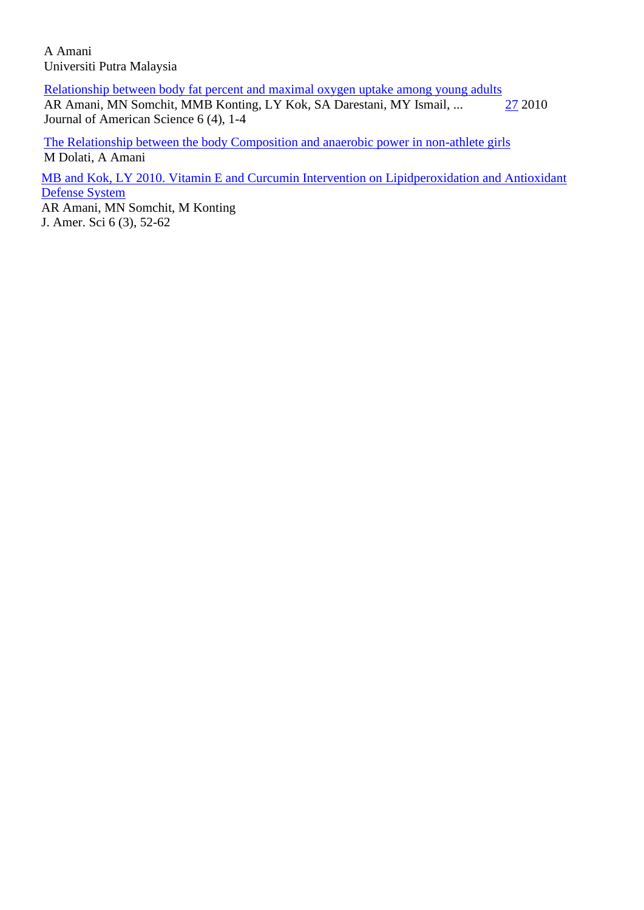A Amani
Universiti Putra Malaysia

[Relationship between body fat percent and maximal oxygen uptake among young adults]
AR Amani, MN Somchit, MMB Konting, LY Kok, SA Darestani, MY Ismail, ... 27 2010
Journal of American Science 6 (4), 1-4

[The Relationship between the body Composition and anaerobic power in non-athlete girls]
M Dolati, A Amani

[MB and Kok, LY 2010. Vitamin E and Curcumin Intervention on Lipidperoxidation and Antioxidant Defense System]
AR Amani, MN Somchit, M Konting
J. Amer. Sci 6 (3), 52-62